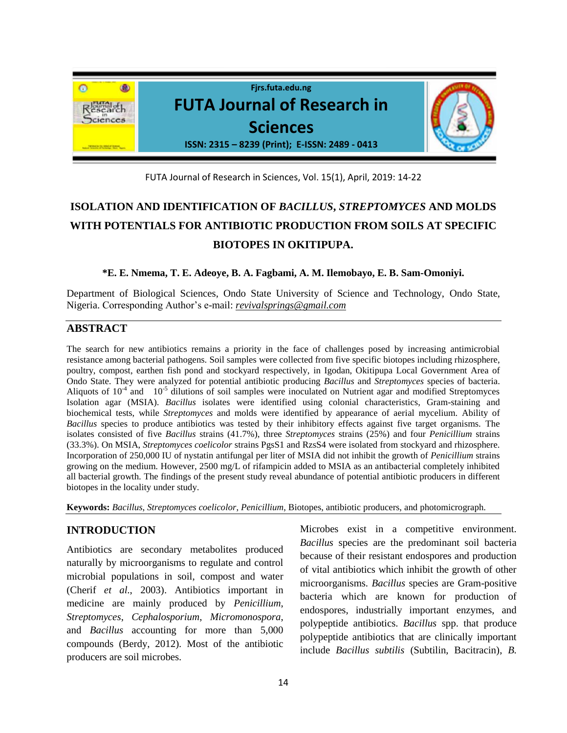# ISOLATION AND IDENTIFICATION OF *BACILLUS*, *STREPTOMYCES* AND MOLDS WITH POTENTIALS FOR ANTIBIOTIC PRODUCTION FROM SOILS AT SPECIFIC BIOTOPES IN OKITIPUPA.

**\*E. E. Nmema, T. E. Adeoye, B. A. Fagbami, A. M. Ilemobayo, E. B. Sam-Omoniyi.**

Department of Biological Sciences, Ondo State University of Science and Technology, Ondo State, Nigeria. Corresponding Author's e-mail: *revivalsprings@gmail.com*

## ABSTRACT

The search for new antibiotics remains a priority in the face of challenges posed by increasing antimicrobial resistance among bacterial pathogens. Soil samples were collected from five specific biotopes including rhizosphere, poultry, compost, earthen fish pond and stockyard respectively, in Igodan, Okitipupa Local Government Area of Ondo State. They were analyzed for potential antibiotic producing *Bacillus* and *Streptomyces* species of bacteria. Aliquots of $10^{-4}$ and $10^{-5}$ dilutions of soil samples were inoculated on Nutrient agar and modified Streptomyces Isolation agar (MSIA). *Bacillus* isolates were identified using colonial characteristics, Gram-staining and biochemical tests, while *Streptomyces* and molds were identified by appearance of aerial mycelium. Ability of *Bacillus* species to produce antibiotics was tested by their inhibitory effects against five target organisms. The isolates consisted of five *Bacillus* strains (41.7%), three *Streptomyces* strains (25%) and four *Penicillium* strains (33.3%). On MSIA, *Streptomyces coelicolor* strains PgsS1 and RzsS4 were isolated from stockyard and rhizosphere. Incorporation of 250,000 IU of nystatin antifungal per liter of MSIA did not inhibit the growth of *Penicillium* strains growing on the medium. However, 2500 mg/L of rifampicin added to MSIA as an antibacterial completely inhibited all bacterial growth. The findings of the present study reveal abundance of potential antibiotic producers in different biotopes in the locality under study.

**Keywords:** *Bacillus*, *Streptomyces coelicolor*, *Penicillium*, Biotopes, antibiotic producers, and photomicrograph.

## INTRODUCTION

Antibiotics are secondary metabolites produced naturally by microorganisms to regulate and control microbial populations in soil, compost and water (Cherif *et al.*, 2003). Antibiotics important in medicine are mainly produced by *Penicillium*, *Streptomyces*, *Cephalosporium*, *Micromonospora*, and *Bacillus* accounting for more than 5,000 compounds (Berdy, 2012). Most of the antibiotic producers are soil microbes.

Microbes exist in a competitive environment. *Bacillus* species are the predominant soil bacteria because of their resistant endospores and production of vital antibiotics which inhibit the growth of other microorganisms. *Bacillus* species are Gram-positive bacteria which are known for production of endospores, industrially important enzymes, and polypeptide antibiotics. *Bacillus* spp. that produce polypeptide antibiotics that are clinically important include *Bacillus subtilis* (Subtilin, Bacitracin), *B.*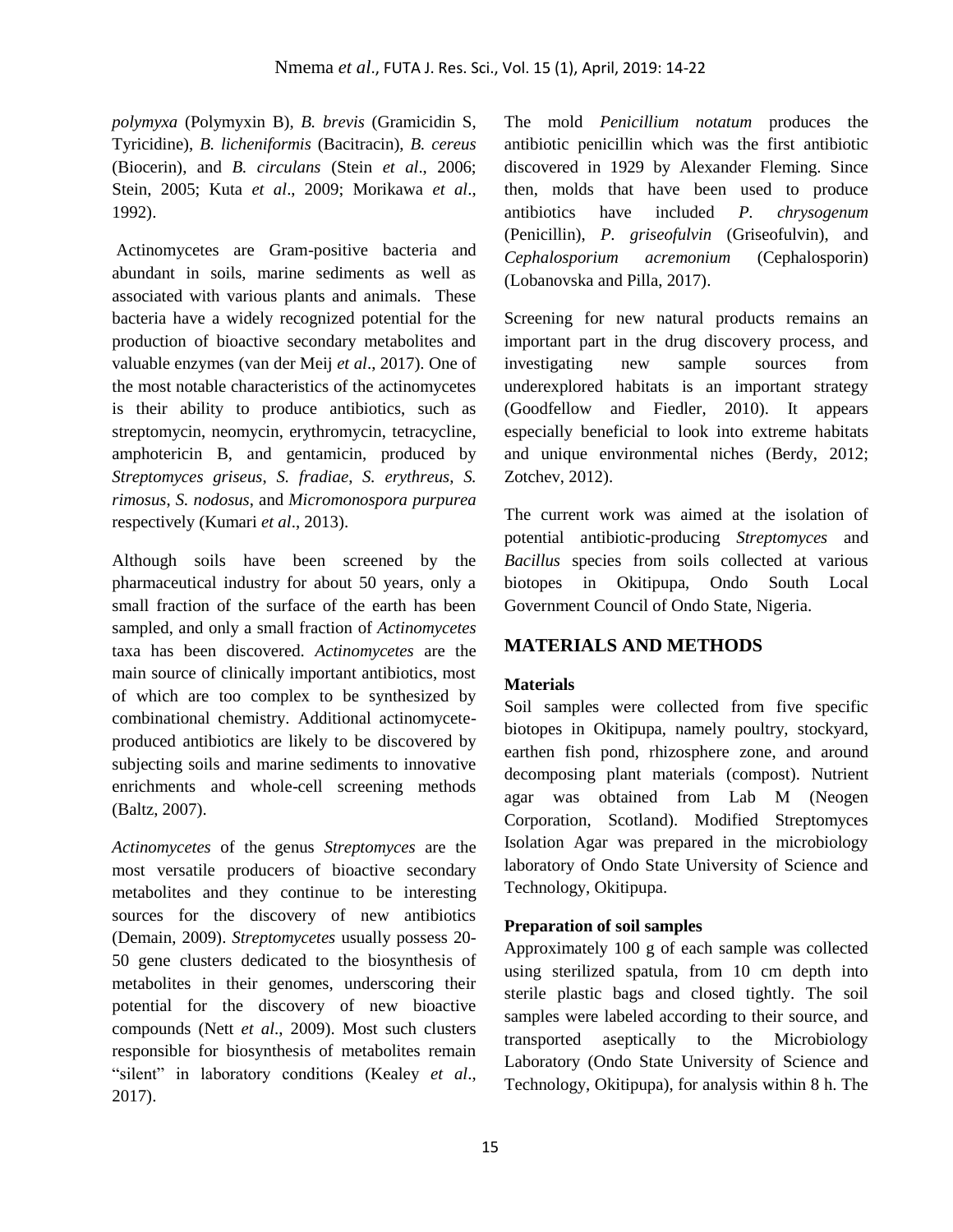*polymyxa* (Polymyxin B), *B. brevis* (Gramicidin S, Tyricidine), *B. licheniformis* (Bacitracin), *B. cereus* (Biocerin), and *B. circulans* (Stein *et al*., 2006; Stein, 2005; Kuta *et al*., 2009; Morikawa *et al*., 1992).

Actinomycetes are Gram-positive bacteria and abundant in soils, marine sediments as well as associated with various plants and animals. These bacteria have a widely recognized potential for the production of bioactive secondary metabolites and valuable enzymes (van der Meij *et al*., 2017). One of the most notable characteristics of the actinomycetes is their ability to produce antibiotics, such as streptomycin, neomycin, erythromycin, tetracycline, amphotericin B, and gentamicin, produced by *Streptomyces griseus*, *S. fradiae*, *S. erythreus*, *S. rimosus*, *S. nodosus*, and *Micromonospora purpurea* respectively (Kumari *et al*., 2013).

Although soils have been screened by the pharmaceutical industry for about 50 years, only a small fraction of the surface of the earth has been sampled, and only a small fraction of *Actinomycetes* taxa has been discovered. *Actinomycetes* are the main source of clinically important antibiotics, most of which are too complex to be synthesized by combinational chemistry. Additional actinomycete-produced antibiotics are likely to be discovered by subjecting soils and marine sediments to innovative enrichments and whole-cell screening methods (Baltz, 2007).

*Actinomycetes* of the genus *Streptomyces* are the most versatile producers of bioactive secondary metabolites and they continue to be interesting sources for the discovery of new antibiotics (Demain, 2009). *Streptomycetes* usually possess 20-50 gene clusters dedicated to the biosynthesis of metabolites in their genomes, underscoring their potential for the discovery of new bioactive compounds (Nett *et al*., 2009). Most such clusters responsible for biosynthesis of metabolites remain "silent" in laboratory conditions (Kealey *et al*., 2017).

The mold *Penicillium notatum* produces the antibiotic penicillin which was the first antibiotic discovered in 1929 by Alexander Fleming. Since then, molds that have been used to produce antibiotics have included *P. chrysogenum* (Penicillin), *P. griseofulvin* (Griseofulvin), and *Cephalosporium acremonium* (Cephalosporin) (Lobanovska and Pilla, 2017).

Screening for new natural products remains an important part in the drug discovery process, and investigating new sample sources from underexplored habitats is an important strategy (Goodfellow and Fiedler, 2010). It appears especially beneficial to look into extreme habitats and unique environmental niches (Berdy, 2012; Zotchev, 2012).

The current work was aimed at the isolation of potential antibiotic-producing *Streptomyces* and *Bacillus* species from soils collected at various biotopes in Okitipupa, Ondo South Local Government Council of Ondo State, Nigeria.

## MATERIALS AND METHODS

### Materials

Soil samples were collected from five specific biotopes in Okitipupa, namely poultry, stockyard, earthen fish pond, rhizosphere zone, and around decomposing plant materials (compost). Nutrient agar was obtained from Lab M (Neogen Corporation, Scotland). Modified Streptomyces Isolation Agar was prepared in the microbiology laboratory of Ondo State University of Science and Technology, Okitipupa.

### Preparation of soil samples

Approximately 100 g of each sample was collected using sterilized spatula, from 10 cm depth into sterile plastic bags and closed tightly. The soil samples were labeled according to their source, and transported aseptically to the Microbiology Laboratory (Ondo State University of Science and Technology, Okitipupa), for analysis within 8 h. The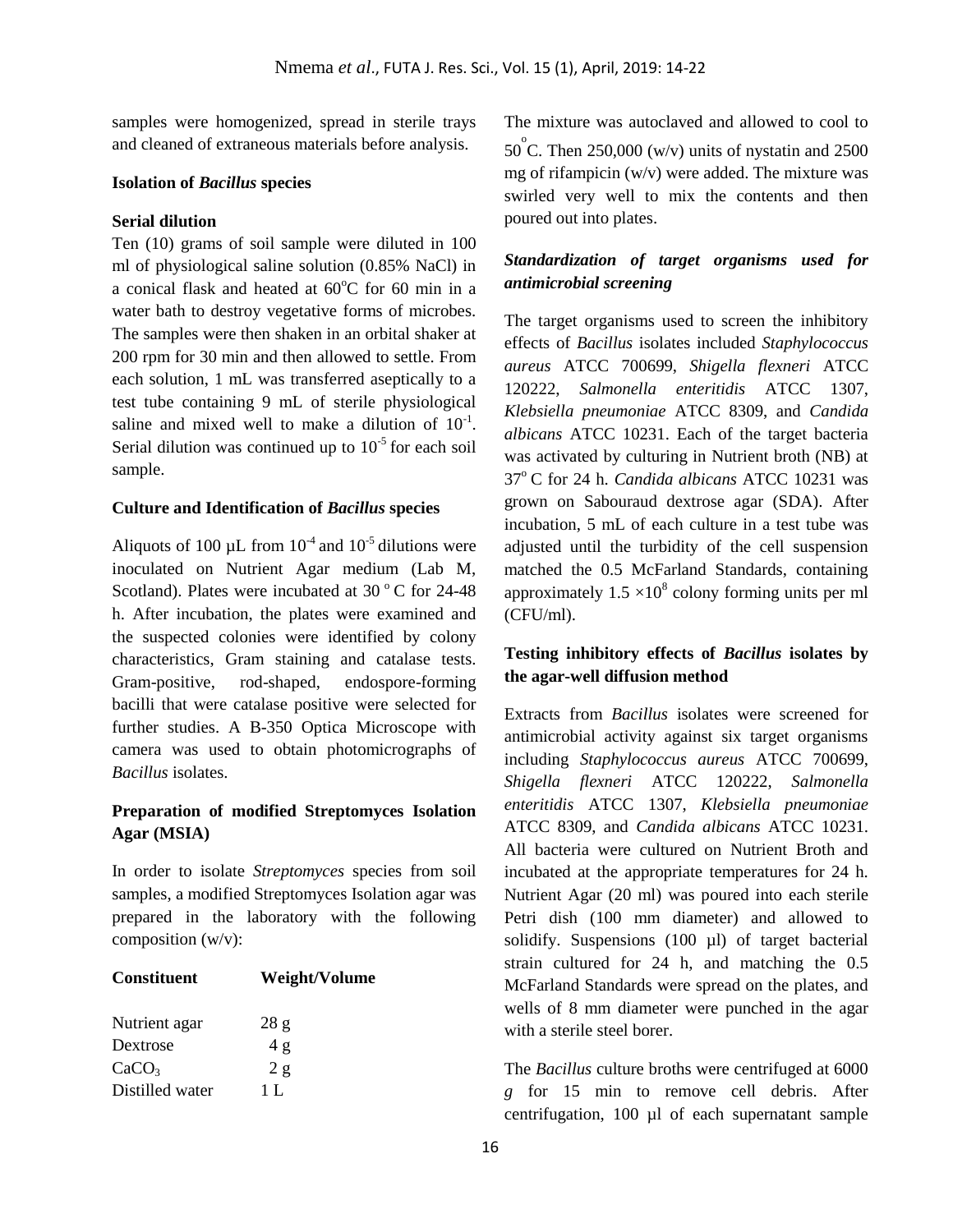samples were homogenized, spread in sterile trays and cleaned of extraneous materials before analysis.

**Isolation of *Bacillus* species**

**Serial dilution**

Ten (10) grams of soil sample were diluted in 100 ml of physiological saline solution (0.85% NaCl) in a conical flask and heated at 60°C for 60 min in a water bath to destroy vegetative forms of microbes. The samples were then shaken in an orbital shaker at 200 rpm for 30 min and then allowed to settle. From each solution, 1 mL was transferred aseptically to a test tube containing 9 mL of sterile physiological saline and mixed well to make a dilution of $10^{-1}$. Serial dilution was continued up to $10^{-5}$ for each soil sample.

**Culture and Identification of *Bacillus* species**

Aliquots of 100 µL from $10^{-4}$ and $10^{-5}$ dilutions were inoculated on Nutrient Agar medium (Lab M, Scotland). Plates were incubated at 30 °C for 24-48 h. After incubation, the plates were examined and the suspected colonies were identified by colony characteristics, Gram staining and catalase tests. Gram-positive, rod-shaped, endospore-forming bacilli that were catalase positive were selected for further studies. A B-350 Optica Microscope with camera was used to obtain photomicrographs of *Bacillus* isolates.

**Preparation of modified Streptomyces Isolation Agar (MSIA)**

In order to isolate *Streptomyces* species from soil samples, a modified Streptomyces Isolation agar was prepared in the laboratory with the following composition (w/v):

| Constituent | Weight/Volume |
| --- | --- |
| Nutrient agar | 28 g |
| Dextrose | 4 g |
| $CaCO_3$ | 2 g |
| Distilled water | 1 L |

The mixture was autoclaved and allowed to cool to 50 °C. Then 250,000 (w/v) units of nystatin and 2500 mg of rifampicin (w/v) were added. The mixture was swirled very well to mix the contents and then poured out into plates.

***Standardization of target organisms used for antimicrobial screening***

The target organisms used to screen the inhibitory effects of *Bacillus* isolates included *Staphylococcus aureus* ATCC 700699, *Shigella flexneri* ATCC 120222, *Salmonella enteritidis* ATCC 1307, *Klebsiella pneumoniae* ATCC 8309, and *Candida albicans* ATCC 10231. Each of the target bacteria was activated by culturing in Nutrient broth (NB) at 37 °C for 24 h. *Candida albicans* ATCC 10231 was grown on Sabouraud dextrose agar (SDA). After incubation, 5 mL of each culture in a test tube was adjusted until the turbidity of the cell suspension matched the 0.5 McFarland Standards, containing approximately $1.5 \times 10^8$ colony forming units per ml (CFU/ml).

**Testing inhibitory effects of *Bacillus* isolates by the agar-well diffusion method**

Extracts from *Bacillus* isolates were screened for antimicrobial activity against six target organisms including *Staphylococcus aureus* ATCC 700699, *Shigella flexneri* ATCC 120222, *Salmonella enteritidis* ATCC 1307, *Klebsiella pneumoniae* ATCC 8309, and *Candida albicans* ATCC 10231. All bacteria were cultured on Nutrient Broth and incubated at the appropriate temperatures for 24 h. Nutrient Agar (20 ml) was poured into each sterile Petri dish (100 mm diameter) and allowed to solidify. Suspensions (100 µl) of target bacterial strain cultured for 24 h, and matching the 0.5 McFarland Standards were spread on the plates, and wells of 8 mm diameter were punched in the agar with a sterile steel borer.

The *Bacillus* culture broths were centrifuged at 6000 *g* for 15 min to remove cell debris. After centrifugation, 100 µl of each supernatant sample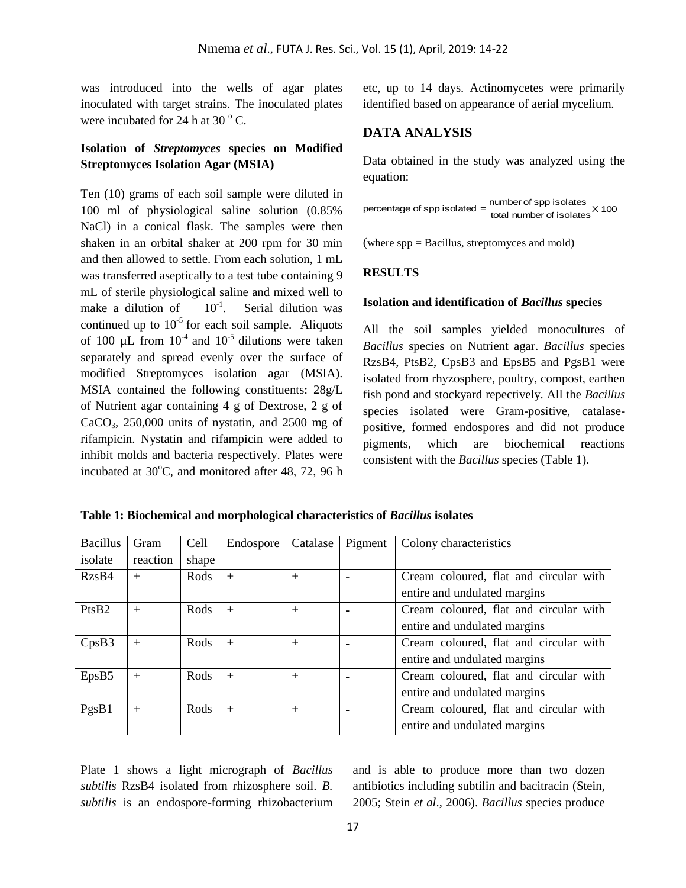was introduced into the wells of agar plates inoculated with target strains. The inoculated plates were incubated for 24 h at 30 °C.

### Isolation of *Streptomyces* species on Modified Streptomyces Isolation Agar (MSIA)

Ten (10) grams of each soil sample were diluted in 100 ml of physiological saline solution (0.85% NaCl) in a conical flask. The samples were then shaken in an orbital shaker at 200 rpm for 30 min and then allowed to settle. From each solution, 1 mL was transferred aseptically to a test tube containing 9 mL of sterile physiological saline and mixed well to make a dilution of $10^{-1}$. Serial dilution was continued up to $10^{-5}$ for each soil sample. Aliquots of 100 µL from $10^{-4}$ and $10^{-5}$ dilutions were taken separately and spread evenly over the surface of modified Streptomyces isolation agar (MSIA). MSIA contained the following constituents: 28g/L of Nutrient agar containing 4 g of Dextrose, 2 g of $CaCO_3$, 250,000 units of nystatin, and 2500 mg of rifampicin. Nystatin and rifampicin were added to inhibit molds and bacteria respectively. Plates were incubated at 30°C, and monitored after 48, 72, 96 h etc, up to 14 days. Actinomycetes were primarily identified based on appearance of aerial mycelium.

## DATA ANALYSIS

Data obtained in the study was analyzed using the equation:

$$\text{percentage of spp isolated} = \frac{\text{number of spp isolates}}{\text{total number of isolates}} \times 100$$

(where spp = Bacillus, streptomyces and mold)

## RESULTS

### Isolation and identification of *Bacillus* species

All the soil samples yielded monocultures of *Bacillus* species on Nutrient agar. *Bacillus* species RzsB4, PtsB2, CpsB3 and EpsB5 and PgsB1 were isolated from rhyzosphere, poultry, compost, earthen fish pond and stockyard repectively. All the *Bacillus* species isolated were Gram-positive, catalase-positive, formed endospores and did not produce pigments, which are biochemical reactions consistent with the *Bacillus* species (Table 1).

**Table 1: Biochemical and morphological characteristics of *Bacillus* isolates**

| Bacillus isolate | Gram reaction | Cell shape | Endospore | Catalase | Pigment | Colony characteristics |
|---|---|---|---|---|---|---|
| RzsB4 | + | Rods | + | + | - | Cream coloured, flat and circular with entire and undulated margins |
| PtsB2 | + | Rods | + | + | - | Cream coloured, flat and circular with entire and undulated margins |
| CpsB3 | + | Rods | + | + | - | Cream coloured, flat and circular with entire and undulated margins |
| EpsB5 | + | Rods | + | + | - | Cream coloured, flat and circular with entire and undulated margins |
| PgsB1 | + | Rods | + | + | - | Cream coloured, flat and circular with entire and undulated margins |

Plate 1 shows a light micrograph of *Bacillus subtilis* RzsB4 isolated from rhizosphere soil. *B. subtilis* is an endospore-forming rhizobacterium and is able to produce more than two dozen antibiotics including subtilin and bacitracin (Stein, 2005; Stein *et al*., 2006). *Bacillus* species produce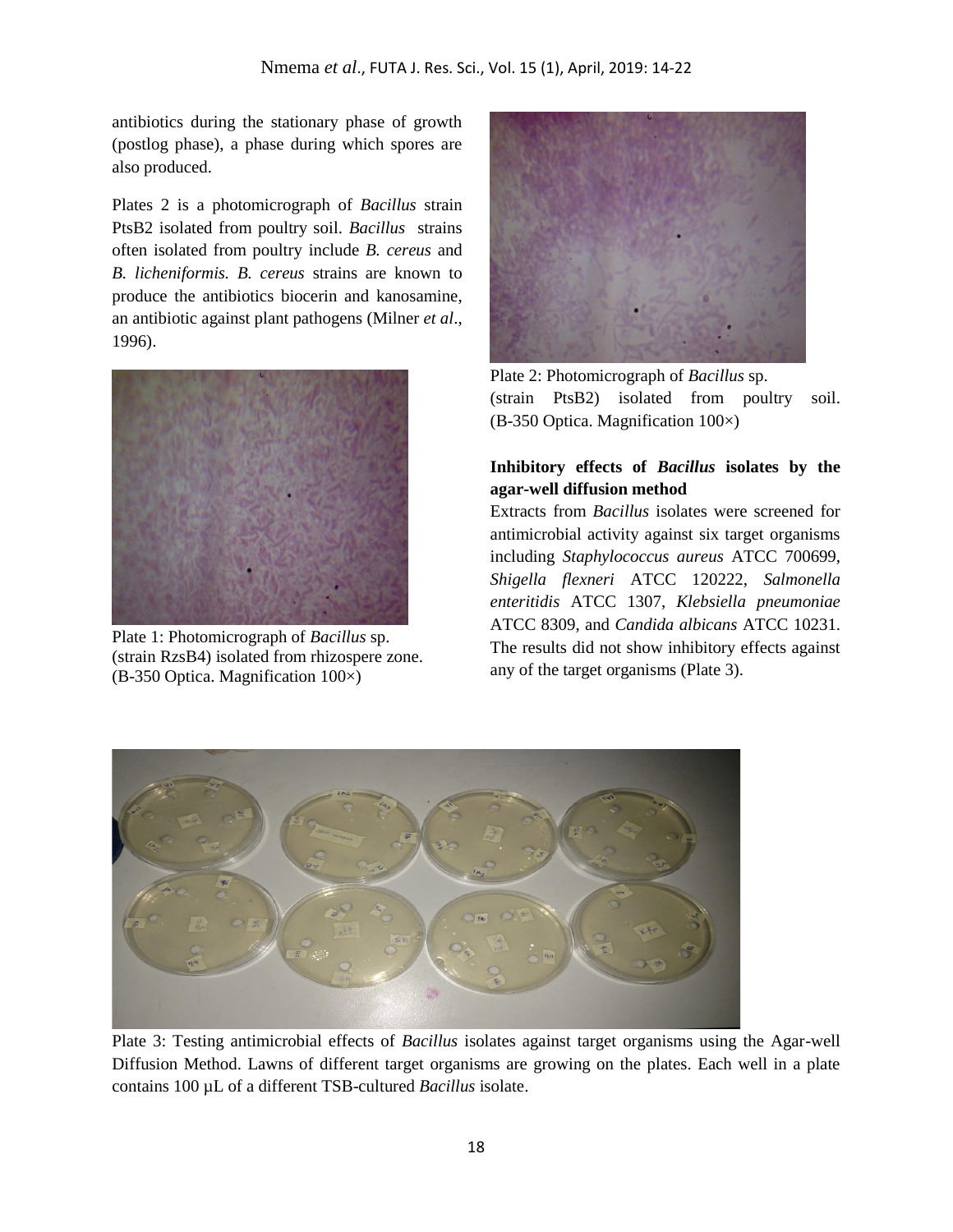antibiotics during the stationary phase of growth (postlog phase), a phase during which spores are also produced.

Plates 2 is a photomicrograph of *Bacillus* strain PtsB2 isolated from poultry soil. *Bacillus* strains often isolated from poultry include *B. cereus* and *B. licheniformis. B. cereus* strains are known to produce the antibiotics biocerin and kanosamine, an antibiotic against plant pathogens (Milner *et al*., 1996).

Plate 1: Photomicrograph of *Bacillus* sp. (strain RzsB4) isolated from rhizospere zone. (B-350 Optica. Magnification 100×)

Plate 2: Photomicrograph of *Bacillus* sp. (strain PtsB2) isolated from poultry soil. (B-350 Optica. Magnification 100×)

**Inhibitory effects of *Bacillus* isolates by the agar-well diffusion method**

Extracts from *Bacillus* isolates were screened for antimicrobial activity against six target organisms including *Staphylococcus aureus* ATCC 700699, *Shigella flexneri* ATCC 120222, *Salmonella enteritidis* ATCC 1307, *Klebsiella pneumoniae* ATCC 8309, and *Candida albicans* ATCC 10231. The results did not show inhibitory effects against any of the target organisms (Plate 3).

Plate 3: Testing antimicrobial effects of *Bacillus* isolates against target organisms using the Agar-well Diffusion Method. Lawns of different target organisms are growing on the plates. Each well in a plate contains 100 µL of a different TSB-cultured *Bacillus* isolate.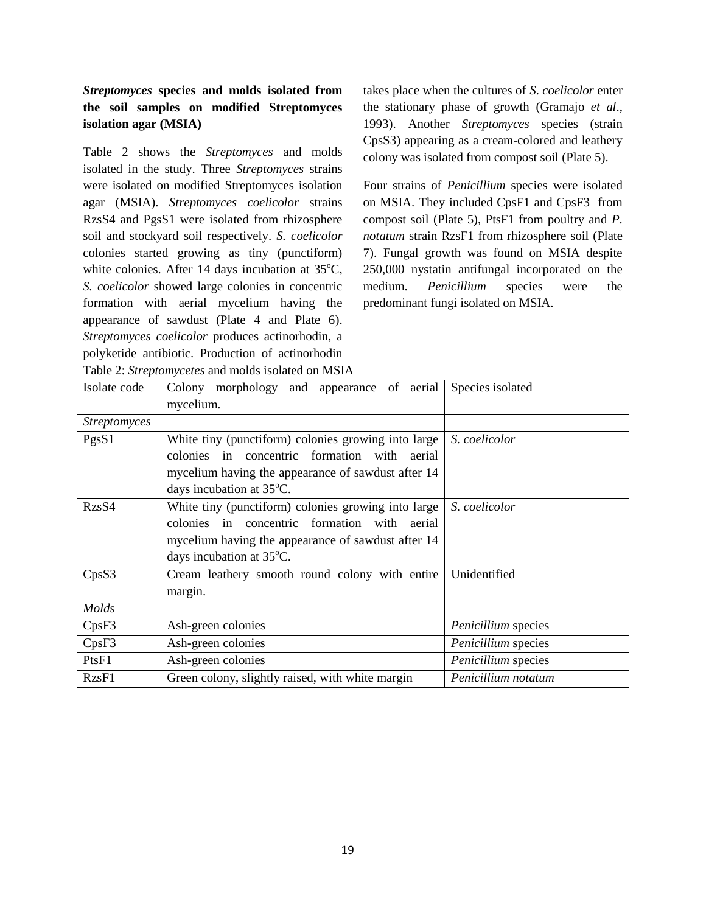***Streptomyces* species and molds isolated from the soil samples on modified Streptomyces isolation agar (MSIA)**

Table 2 shows the *Streptomyces* and molds isolated in the study. Three *Streptomyces* strains were isolated on modified Streptomyces isolation agar (MSIA). *Streptomyces coelicolor* strains RzsS4 and PgsS1 were isolated from rhizosphere soil and stockyard soil respectively. *S. coelicolor* colonies started growing as tiny (punctiform) white colonies. After 14 days incubation at 35$^{o}$C, *S. coelicolor* showed large colonies in concentric formation with aerial mycelium having the appearance of sawdust (Plate 4 and Plate 6). *Streptomyces coelicolor* produces actinorhodin, a polyketide antibiotic. Production of actinorhodin takes place when the cultures of *S. coelicolor* enter the stationary phase of growth (Gramajo *et al*., 1993). Another *Streptomyces* species (strain CpsS3) appearing as a cream-colored and leathery colony was isolated from compost soil (Plate 5).

Four strains of *Penicillium* species were isolated on MSIA. They included CpsF1 and CpsF3 from compost soil (Plate 5), PtsF1 from poultry and *P. notatum* strain RzsF1 from rhizosphere soil (Plate 7). Fungal growth was found on MSIA despite 250,000 nystatin antifungal incorporated on the medium. *Penicillium* species were the predominant fungi isolated on MSIA.

Table 2: *Streptomycetes* and molds isolated on MSIA

| Isolate code | Colony morphology and appearance of aerial mycelium. | Species isolated |
|---|---|---|
| *Streptomyces* | | |
| PgsS1 | White tiny (punctiform) colonies growing into large colonies in concentric formation with aerial mycelium having the appearance of sawdust after 14 days incubation at 35$^{o}$C. | *S. coelicolor* |
| RzsS4 | White tiny (punctiform) colonies growing into large colonies in concentric formation with aerial mycelium having the appearance of sawdust after 14 days incubation at 35$^{o}$C. | *S. coelicolor* |
| CpsS3 | Cream leathery smooth round colony with entire margin. | Unidentified |
| *Molds* | | |
| CpsF3 | Ash-green colonies | *Penicillium* species |
| CpsF3 | Ash-green colonies | *Penicillium* species |
| PtsF1 | Ash-green colonies | *Penicillium* species |
| RzsF1 | Green colony, slightly raised, with white margin | *Penicillium notatum* |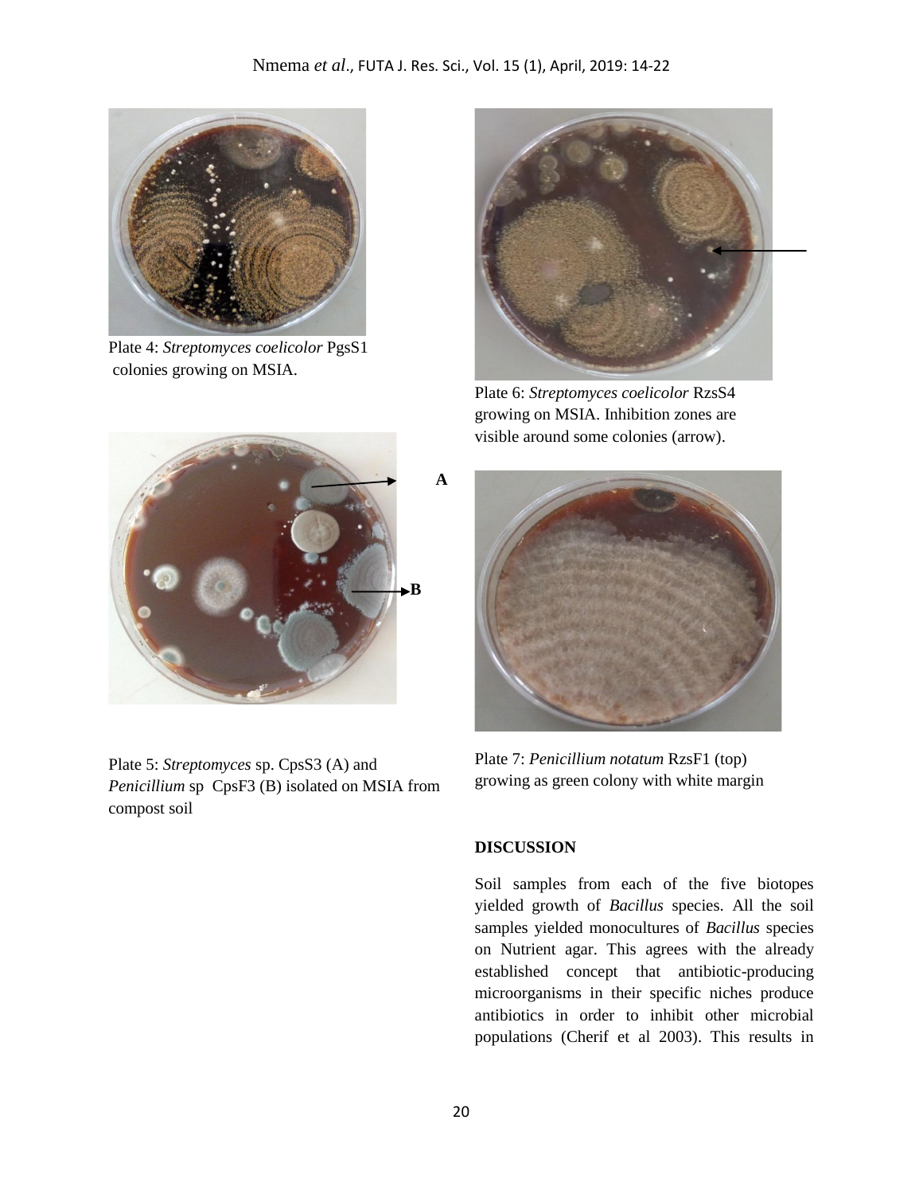Plate 4: *Streptomyces coelicolor* PgsS1 colonies growing on MSIA.

Plate 6: *Streptomyces coelicolor* RzsS4 growing on MSIA. Inhibition zones are visible around some colonies (arrow).

Plate 5: *Streptomyces* sp. CpsS3 (A) and *Penicillium* sp CpsF3 (B) isolated on MSIA from compost soil

Plate 7: *Penicillium notatum* RzsF1 (top) growing as green colony with white margin

## DISCUSSION

Soil samples from each of the five biotopes yielded growth of *Bacillus* species. All the soil samples yielded monocultures of *Bacillus* species on Nutrient agar. This agrees with the already established concept that antibiotic-producing microorganisms in their specific niches produce antibiotics in order to inhibit other microbial populations (Cherif et al 2003). This results in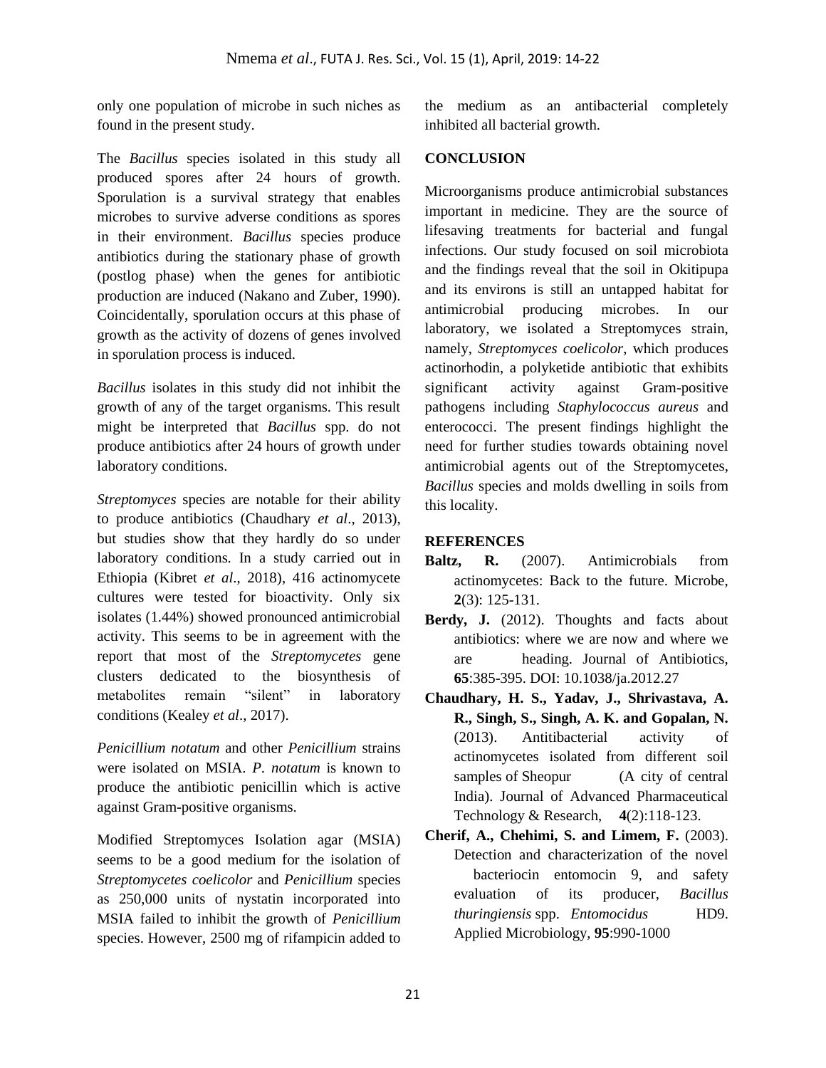only one population of microbe in such niches as found in the present study.

The *Bacillus* species isolated in this study all produced spores after 24 hours of growth. Sporulation is a survival strategy that enables microbes to survive adverse conditions as spores in their environment. *Bacillus* species produce antibiotics during the stationary phase of growth (postlog phase) when the genes for antibiotic production are induced (Nakano and Zuber, 1990). Coincidentally, sporulation occurs at this phase of growth as the activity of dozens of genes involved in sporulation process is induced.

*Bacillus* isolates in this study did not inhibit the growth of any of the target organisms. This result might be interpreted that *Bacillus* spp. do not produce antibiotics after 24 hours of growth under laboratory conditions.

*Streptomyces* species are notable for their ability to produce antibiotics (Chaudhary *et al*., 2013), but studies show that they hardly do so under laboratory conditions. In a study carried out in Ethiopia (Kibret *et al*., 2018), 416 actinomycete cultures were tested for bioactivity. Only six isolates (1.44%) showed pronounced antimicrobial activity. This seems to be in agreement with the report that most of the *Streptomycetes* gene clusters dedicated to the biosynthesis of metabolites remain "silent" in laboratory conditions (Kealey *et al*., 2017).

*Penicillium notatum* and other *Penicillium* strains were isolated on MSIA. *P. notatum* is known to produce the antibiotic penicillin which is active against Gram-positive organisms.

Modified Streptomyces Isolation agar (MSIA) seems to be a good medium for the isolation of *Streptomycetes coelicolor* and *Penicillium* species as 250,000 units of nystatin incorporated into MSIA failed to inhibit the growth of *Penicillium* species. However, 2500 mg of rifampicin added to the medium as an antibacterial completely inhibited all bacterial growth.

## CONCLUSION

Microorganisms produce antimicrobial substances important in medicine. They are the source of lifesaving treatments for bacterial and fungal infections. Our study focused on soil microbiota and the findings reveal that the soil in Okitipupa and its environs is still an untapped habitat for antimicrobial producing microbes. In our laboratory, we isolated a Streptomyces strain, namely, *Streptomyces coelicolor*, which produces actinorhodin, a polyketide antibiotic that exhibits significant activity against Gram-positive pathogens including *Staphylococcus aureus* and enterococci. The present findings highlight the need for further studies towards obtaining novel antimicrobial agents out of the Streptomycetes, *Bacillus* species and molds dwelling in soils from this locality.

## REFERENCES

**Baltz, R.** (2007). Antimicrobials from actinomycetes: Back to the future. Microbe, **2**(3): 125-131.

**Berdy, J.** (2012). Thoughts and facts about antibiotics: where we are now and where we are heading. Journal of Antibiotics, **65**:385-395. DOI: 10.1038/ja.2012.27

**Chaudhary, H. S., Yadav, J., Shrivastava, A. R., Singh, S., Singh, A. K. and Gopalan, N.** (2013). Antitibacterial activity of actinomycetes isolated from different soil samples of Sheopur (A city of central India). Journal of Advanced Pharmaceutical Technology & Research, **4**(2):118-123.

**Cherif, A., Chehimi, S. and Limem, F.** (2003). Detection and characterization of the novel bacteriocin entomocin 9, and safety evaluation of its producer, *Bacillus thuringiensis* spp. *Entomocidus* HD9. Applied Microbiology, **95**:990-1000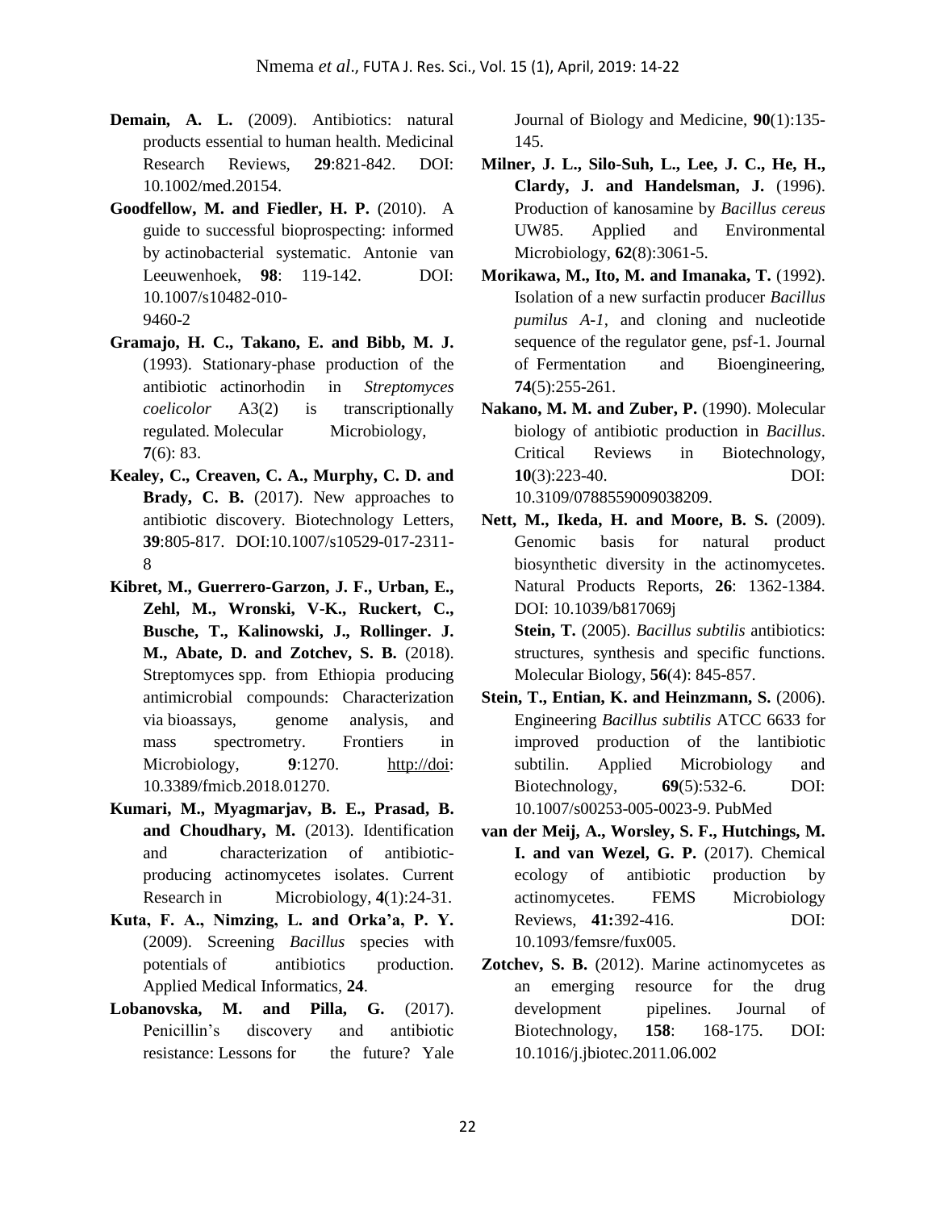**Demain, A. L.** (2009). Antibiotics: natural products essential to human health. Medicinal Research Reviews, **29**:821-842. DOI: 10.1002/med.20154.

**Goodfellow, M. and Fiedler, H. P.** (2010). A guide to successful bioprospecting: informed by actinobacterial systematic. Antonie van Leeuwenhoek, **98**: 119-142. DOI: 10.1007/s10482-010-9460-2

**Gramajo, H. C., Takano, E. and Bibb, M. J.** (1993). Stationary-phase production of the antibiotic actinorhodin in *Streptomyces coelicolor* A3(2) is transcriptionally regulated. Molecular Microbiology, **7**(6): 83.

**Kealey, C., Creaven, C. A., Murphy, C. D. and Brady, C. B.** (2017). New approaches to antibiotic discovery. Biotechnology Letters, **39**:805-817. DOI:10.1007/s10529-017-2311-8

**Kibret, M., Guerrero-Garzon, J. F., Urban, E., Zehl, M., Wronski, V-K., Ruckert, C., Busche, T., Kalinowski, J., Rollinger. J. M., Abate, D. and Zotchev, S. B.** (2018). Streptomyces spp. from Ethiopia producing antimicrobial compounds: Characterization via bioassays, genome analysis, and mass spectrometry. Frontiers in Microbiology, **9**:1270. http://doi: 10.3389/fmicb.2018.01270.

**Kumari, M., Myagmarjav, B. E., Prasad, B. and Choudhary, M.** (2013). Identification and characterization of antibiotic-producing actinomycetes isolates. Current Research in Microbiology, **4**(1):24-31.

**Kuta, F. A., Nimzing, L. and Orka'a, P. Y.** (2009). Screening *Bacillus* species with potentials of antibiotics production. Applied Medical Informatics, **24**.

**Lobanovska, M. and Pilla, G.** (2017). Penicillin's discovery and antibiotic resistance: Lessons for the future? Yale Journal of Biology and Medicine, **90**(1):135-145.

**Milner, J. L., Silo-Suh, L., Lee, J. C., He, H., Clardy, J. and Handelsman, J.** (1996). Production of kanosamine by *Bacillus cereus* UW85. Applied and Environmental Microbiology, **62**(8):3061-5.

**Morikawa, M., Ito, M. and Imanaka, T.** (1992). Isolation of a new surfactin producer *Bacillus pumilus A-1*, and cloning and nucleotide sequence of the regulator gene, psf-1. Journal of Fermentation and Bioengineering, **74**(5):255-261.

**Nakano, M. M. and Zuber, P.** (1990). Molecular biology of antibiotic production in *Bacillus*. Critical Reviews in Biotechnology, **10**(3):223-40. DOI: 10.3109/0788559009038209.

**Nett, M., Ikeda, H. and Moore, B. S.** (2009). Genomic basis for natural product biosynthetic diversity in the actinomycetes. Natural Products Reports, **26**: 1362-1384. DOI: 10.1039/b817069j

**Stein, T.** (2005). *Bacillus subtilis* antibiotics: structures, synthesis and specific functions. Molecular Biology, **56**(4): 845-857.

**Stein, T., Entian, K. and Heinzmann, S.** (2006). Engineering *Bacillus subtilis* ATCC 6633 for improved production of the lantibiotic subtilin. Applied Microbiology and Biotechnology, **69**(5):532-6. DOI: 10.1007/s00253-005-0023-9. PubMed

**van der Meij, A., Worsley, S. F., Hutchings, M. I. and van Wezel, G. P.** (2017). Chemical ecology of antibiotic production by actinomycetes. FEMS Microbiology Reviews, **41:**392-416. DOI: 10.1093/femsre/fux005.

**Zotchev, S. B.** (2012). Marine actinomycetes as an emerging resource for the drug development pipelines. Journal of Biotechnology, **158**: 168-175. DOI: 10.1016/j.jbiotec.2011.06.002